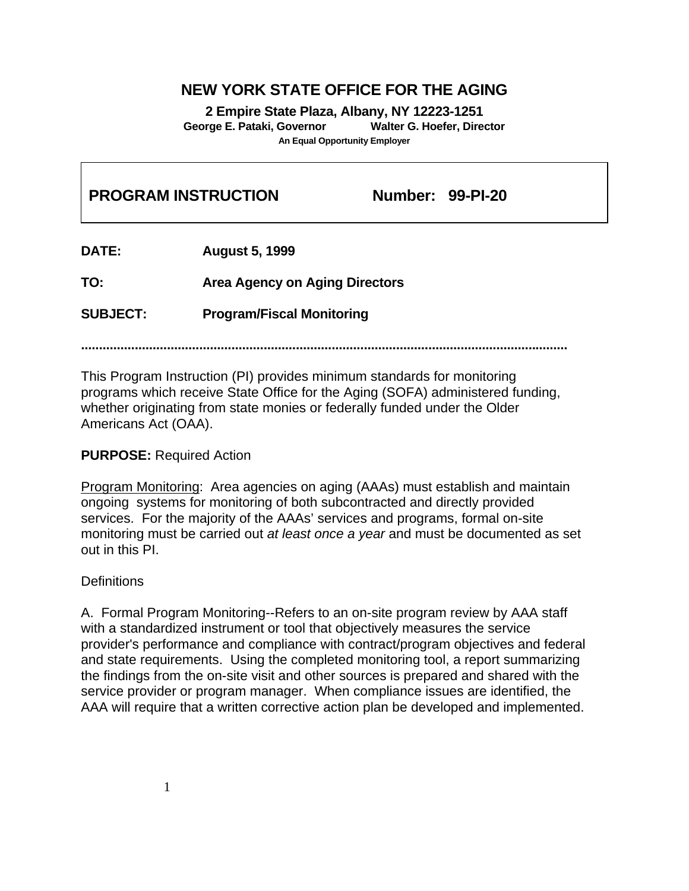# NEW YORK STATE OFFICE FOR THE AGING

**2 Empire State Plaza, Albany, NY 12223-1251**

**George E. Pataki, Governor          Walter G. Hoefer, Director**

**An Equal Opportunity Employer**

## PROGRAM INSTRUCTION          Number: 99-PI-20

**DATE:** **August 5, 1999**

**TO:** **Area Agency on Aging Directors**

**SUBJECT:** **Program/Fiscal Monitoring**

.......................................................................................................................................

This Program Instruction (PI) provides minimum standards for monitoring programs which receive State Office for the Aging (SOFA) administered funding, whether originating from state monies or federally funded under the Older Americans Act (OAA).

**PURPOSE:** Required Action

Program Monitoring: Area agencies on aging (AAAs) must establish and maintain ongoing systems for monitoring of both subcontracted and directly provided services. For the majority of the AAAs' services and programs, formal on-site monitoring must be carried out *at least once a year* and must be documented as set out in this PI.

Definitions

A. Formal Program Monitoring--Refers to an on-site program review by AAA staff with a standardized instrument or tool that objectively measures the service provider's performance and compliance with contract/program objectives and federal and state requirements. Using the completed monitoring tool, a report summarizing the findings from the on-site visit and other sources is prepared and shared with the service provider or program manager. When compliance issues are identified, the AAA will require that a written corrective action plan be developed and implemented.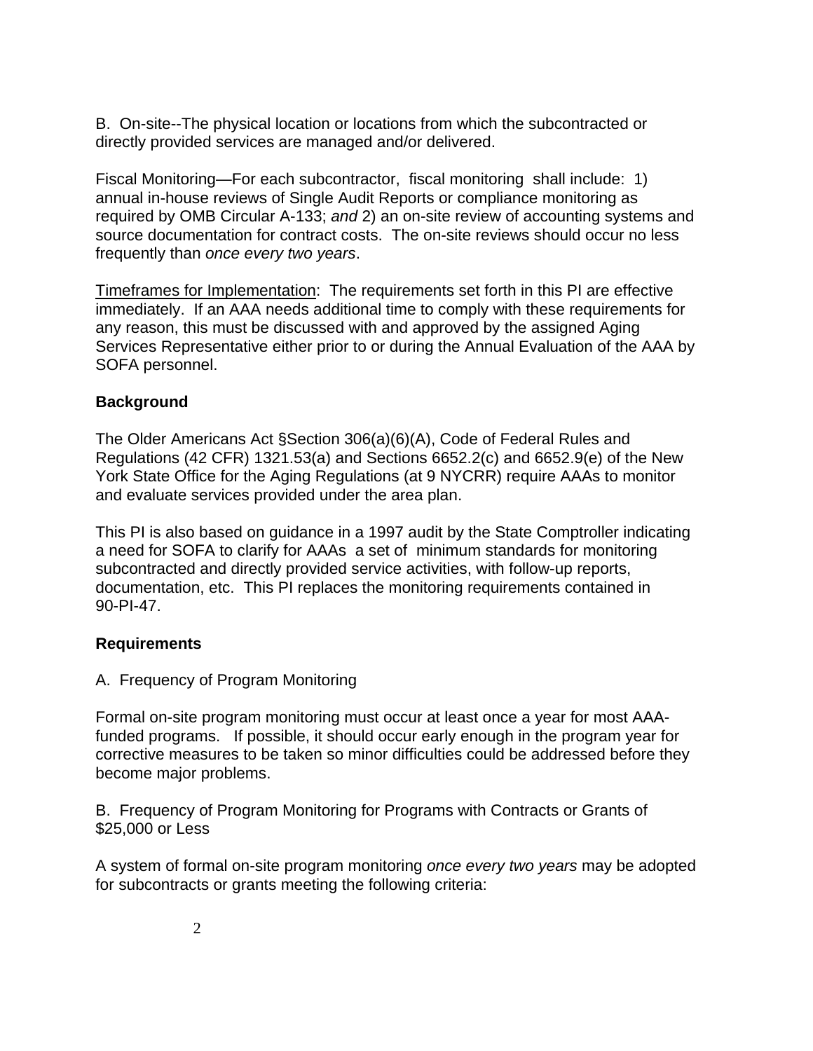B.  On-site--The physical location or locations from which the subcontracted or directly provided services are managed and/or delivered.

Fiscal Monitoring—For each subcontractor,  fiscal monitoring  shall include:  1) annual in-house reviews of Single Audit Reports or compliance monitoring as required by OMB Circular A-133; *and* 2) an on-site review of accounting systems and source documentation for contract costs.  The on-site reviews should occur no less frequently than *once every two years*.

<u>Timeframes for Implementation</u>:  The requirements set forth in this PI are effective immediately.  If an AAA needs additional time to comply with these requirements for any reason, this must be discussed with and approved by the assigned Aging Services Representative either prior to or during the Annual Evaluation of the AAA by SOFA personnel.

**Background**

The Older Americans Act §Section 306(a)(6)(A), Code of Federal Rules and Regulations (42 CFR) 1321.53(a) and Sections 6652.2(c) and 6652.9(e) of the New York State Office for the Aging Regulations (at 9 NYCRR) require AAAs to monitor and evaluate services provided under the area plan.

This PI is also based on guidance in a 1997 audit by the State Comptroller indicating a need for SOFA to clarify for AAAs  a set of  minimum standards for monitoring subcontracted and directly provided service activities, with follow-up reports, documentation, etc.  This PI replaces the monitoring requirements contained in 90-PI-47.

**Requirements**

A.  Frequency of Program Monitoring

Formal on-site program monitoring must occur at least once a year for most AAA-funded programs.   If possible, it should occur early enough in the program year for corrective measures to be taken so minor difficulties could be addressed before they become major problems.

B.  Frequency of Program Monitoring for Programs with Contracts or Grants of $25,000 or Less

A system of formal on-site program monitoring *once every two years* may be adopted for subcontracts or grants meeting the following criteria: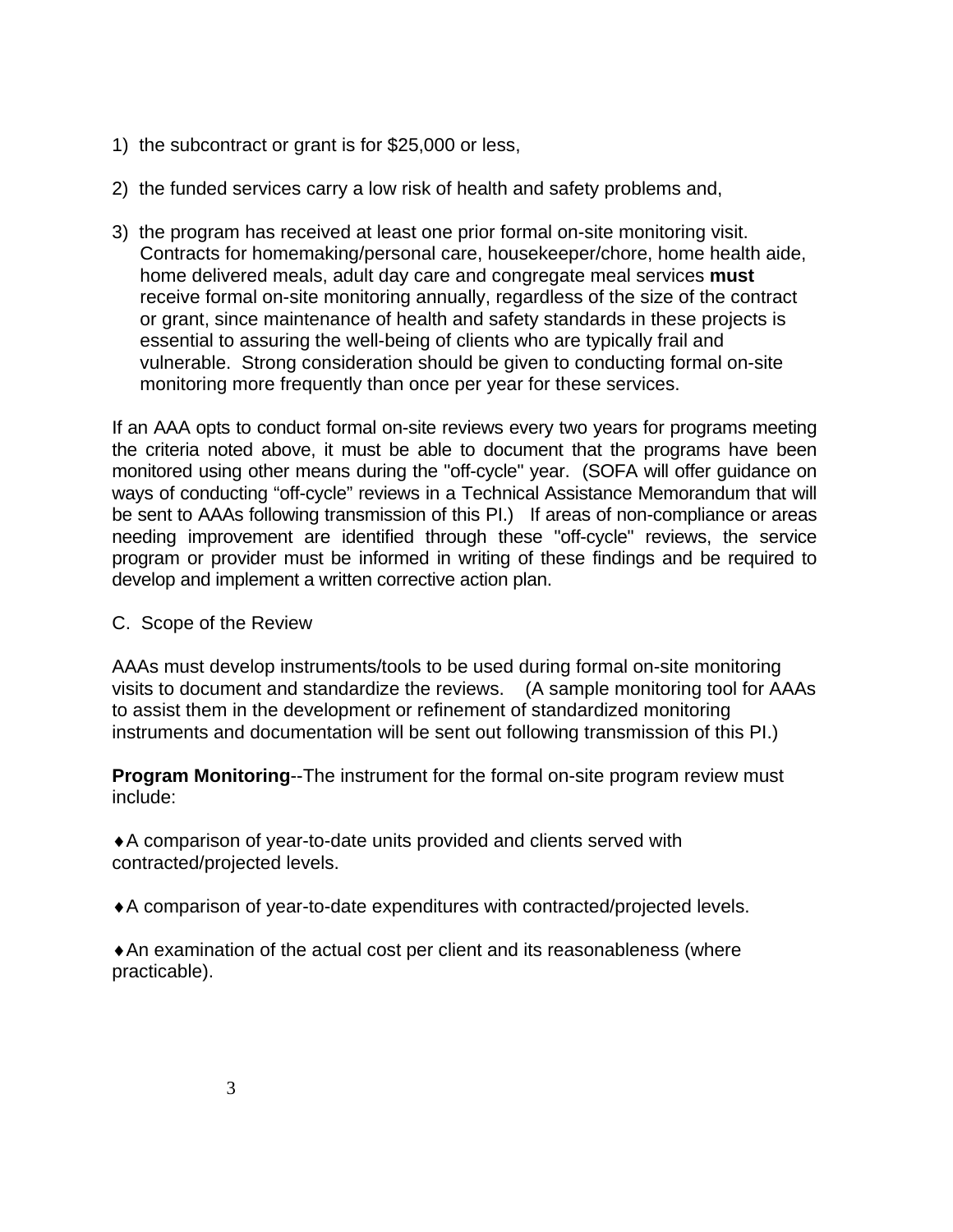1) the subcontract or grant is for $25,000 or less,

2) the funded services carry a low risk of health and safety problems and,

3) the program has received at least one prior formal on-site monitoring visit. Contracts for homemaking/personal care, housekeeper/chore, home health aide, home delivered meals, adult day care and congregate meal services **must** receive formal on-site monitoring annually, regardless of the size of the contract or grant, since maintenance of health and safety standards in these projects is essential to assuring the well-being of clients who are typically frail and vulnerable. Strong consideration should be given to conducting formal on-site monitoring more frequently than once per year for these services.

If an AAA opts to conduct formal on-site reviews every two years for programs meeting the criteria noted above, it must be able to document that the programs have been monitored using other means during the "off-cycle" year. (SOFA will offer guidance on ways of conducting “off-cycle” reviews in a Technical Assistance Memorandum that will be sent to AAAs following transmission of this PI.) If areas of non-compliance or areas needing improvement are identified through these "off-cycle" reviews, the service program or provider must be informed in writing of these findings and be required to develop and implement a written corrective action plan.

C. Scope of the Review

AAAs must develop instruments/tools to be used during formal on-site monitoring visits to document and standardize the reviews. (A sample monitoring tool for AAAs to assist them in the development or refinement of standardized monitoring instruments and documentation will be sent out following transmission of this PI.)

**Program Monitoring**--The instrument for the formal on-site program review must include:

♦A comparison of year-to-date units provided and clients served with contracted/projected levels.

♦A comparison of year-to-date expenditures with contracted/projected levels.

♦An examination of the actual cost per client and its reasonableness (where practicable).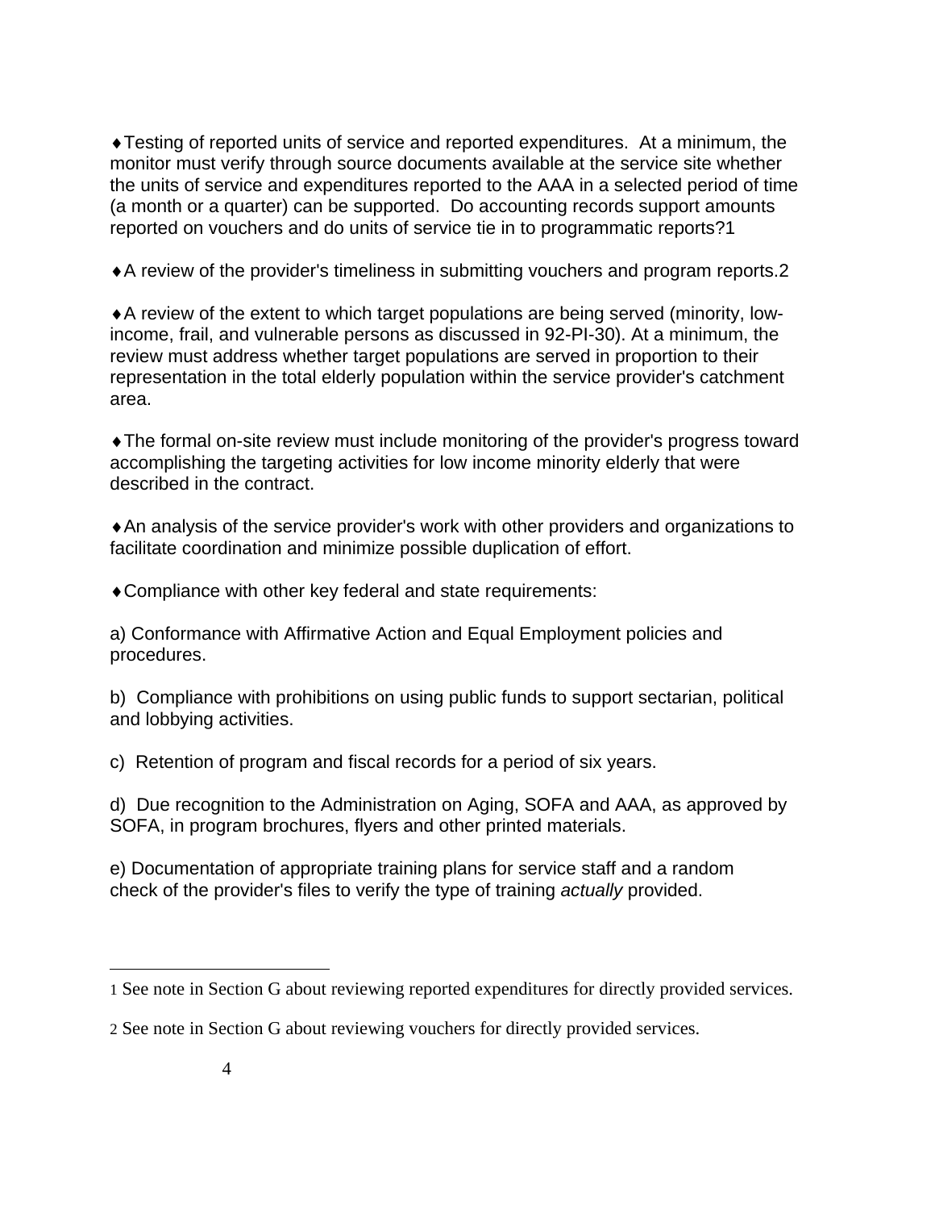♦Testing of reported units of service and reported expenditures. At a minimum, the monitor must verify through source documents available at the service site whether the units of service and expenditures reported to the AAA in a selected period of time (a month or a quarter) can be supported. Do accounting records support amounts reported on vouchers and do units of service tie in to programmatic reports?[1]

♦A review of the provider's timeliness in submitting vouchers and program reports.[2]

♦A review of the extent to which target populations are being served (minority, low-income, frail, and vulnerable persons as discussed in 92-PI-30). At a minimum, the review must address whether target populations are served in proportion to their representation in the total elderly population within the service provider's catchment area.

♦The formal on-site review must include monitoring of the provider's progress toward accomplishing the targeting activities for low income minority elderly that were described in the contract.

♦An analysis of the service provider's work with other providers and organizations to facilitate coordination and minimize possible duplication of effort.

♦Compliance with other key federal and state requirements:

a) Conformance with Affirmative Action and Equal Employment policies and procedures.

b) Compliance with prohibitions on using public funds to support sectarian, political and lobbying activities.

c) Retention of program and fiscal records for a period of six years.

d) Due recognition to the Administration on Aging, SOFA and AAA, as approved by SOFA, in program brochures, flyers and other printed materials.

e) Documentation of appropriate training plans for service staff and a random check of the provider's files to verify the type of training *actually* provided.

---

[1] See note in Section G about reviewing reported expenditures for directly provided services.

[2] See note in Section G about reviewing vouchers for directly provided services.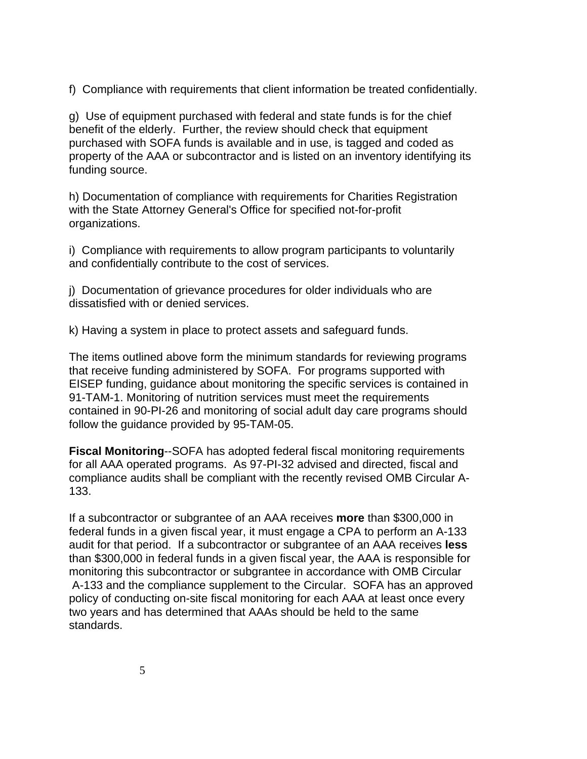f) Compliance with requirements that client information be treated confidentially.

g) Use of equipment purchased with federal and state funds is for the chief benefit of the elderly. Further, the review should check that equipment purchased with SOFA funds is available and in use, is tagged and coded as property of the AAA or subcontractor and is listed on an inventory identifying its funding source.

h) Documentation of compliance with requirements for Charities Registration with the State Attorney General's Office for specified not-for-profit organizations.

i) Compliance with requirements to allow program participants to voluntarily and confidentially contribute to the cost of services.

j) Documentation of grievance procedures for older individuals who are dissatisfied with or denied services.

k) Having a system in place to protect assets and safeguard funds.

The items outlined above form the minimum standards for reviewing programs that receive funding administered by SOFA. For programs supported with EISEP funding, guidance about monitoring the specific services is contained in 91-TAM-1. Monitoring of nutrition services must meet the requirements contained in 90-PI-26 and monitoring of social adult day care programs should follow the guidance provided by 95-TAM-05.

**Fiscal Monitoring**--SOFA has adopted federal fiscal monitoring requirements for all AAA operated programs. As 97-PI-32 advised and directed, fiscal and compliance audits shall be compliant with the recently revised OMB Circular A-133.

If a subcontractor or subgrantee of an AAA receives **more** than $300,000 in federal funds in a given fiscal year, it must engage a CPA to perform an A-133 audit for that period. If a subcontractor or subgrantee of an AAA receives **less** than $300,000 in federal funds in a given fiscal year, the AAA is responsible for monitoring this subcontractor or subgrantee in accordance with OMB Circular A-133 and the compliance supplement to the Circular. SOFA has an approved policy of conducting on-site fiscal monitoring for each AAA at least once every two years and has determined that AAAs should be held to the same standards.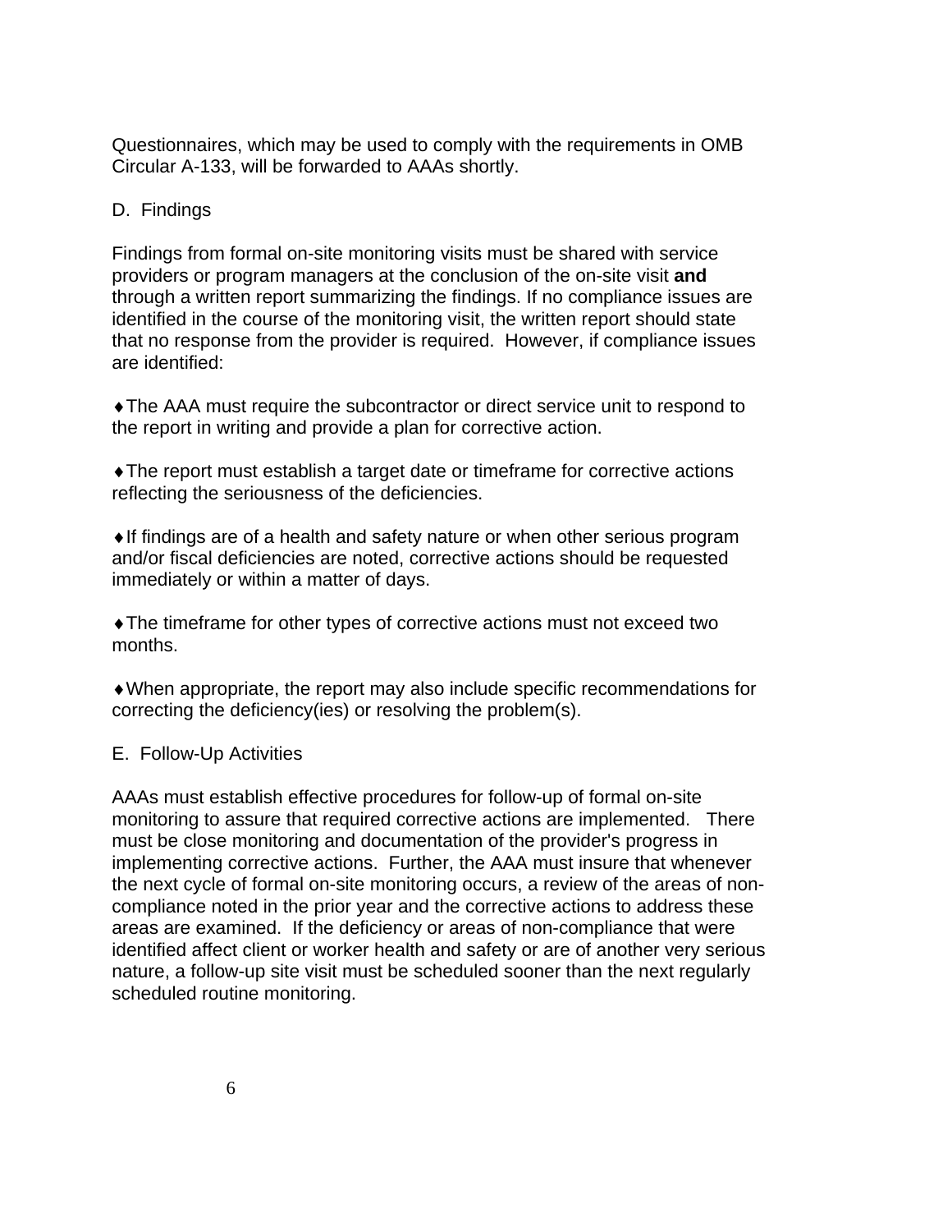Questionnaires, which may be used to comply with the requirements in OMB Circular A-133, will be forwarded to AAAs shortly.

D. Findings

Findings from formal on-site monitoring visits must be shared with service providers or program managers at the conclusion of the on-site visit **and** through a written report summarizing the findings. If no compliance issues are identified in the course of the monitoring visit, the written report should state that no response from the provider is required. However, if compliance issues are identified:

- The AAA must require the subcontractor or direct service unit to respond to the report in writing and provide a plan for corrective action.

- The report must establish a target date or timeframe for corrective actions reflecting the seriousness of the deficiencies.

- If findings are of a health and safety nature or when other serious program and/or fiscal deficiencies are noted, corrective actions should be requested immediately or within a matter of days.

- The timeframe for other types of corrective actions must not exceed two months.

- When appropriate, the report may also include specific recommendations for correcting the deficiency(ies) or resolving the problem(s).

E. Follow-Up Activities

AAAs must establish effective procedures for follow-up of formal on-site monitoring to assure that required corrective actions are implemented. There must be close monitoring and documentation of the provider's progress in implementing corrective actions. Further, the AAA must insure that whenever the next cycle of formal on-site monitoring occurs, a review of the areas of non-compliance noted in the prior year and the corrective actions to address these areas are examined. If the deficiency or areas of non-compliance that were identified affect client or worker health and safety or are of another very serious nature, a follow-up site visit must be scheduled sooner than the next regularly scheduled routine monitoring.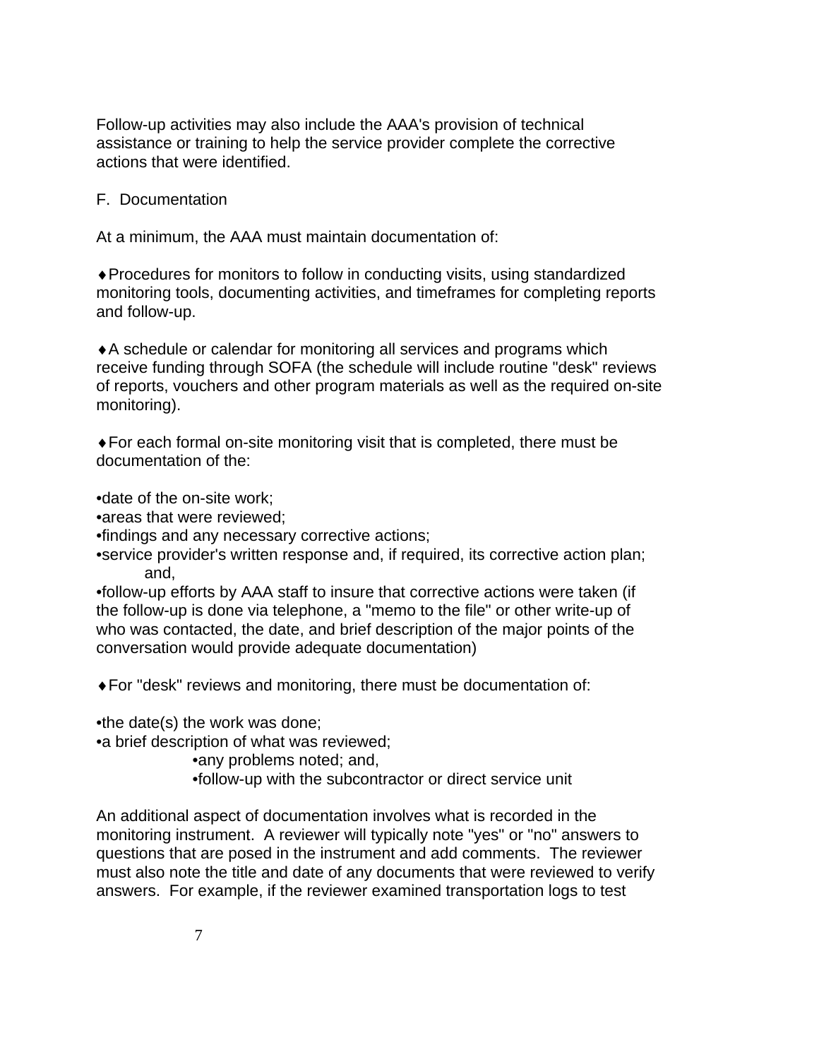Follow-up activities may also include the AAA's provision of technical assistance or training to help the service provider complete the corrective actions that were identified.

F. Documentation

At a minimum, the AAA must maintain documentation of:

- ♦Procedures for monitors to follow in conducting visits, using standardized monitoring tools, documenting activities, and timeframes for completing reports and follow-up.

- ♦A schedule or calendar for monitoring all services and programs which receive funding through SOFA (the schedule will include routine "desk" reviews of reports, vouchers and other program materials as well as the required on-site monitoring).

- ♦For each formal on-site monitoring visit that is completed, there must be documentation of the:

•date of the on-site work;
•areas that were reviewed;
•findings and any necessary corrective actions;
•service provider's written response and, if required, its corrective action plan; and,
•follow-up efforts by AAA staff to insure that corrective actions were taken (if the follow-up is done via telephone, a "memo to the file" or other write-up of who was contacted, the date, and brief description of the major points of the conversation would provide adequate documentation)

- ♦For "desk" reviews and monitoring, there must be documentation of:

•the date(s) the work was done;
•a brief description of what was reviewed;
•any problems noted; and,
•follow-up with the subcontractor or direct service unit

An additional aspect of documentation involves what is recorded in the monitoring instrument. A reviewer will typically note "yes" or "no" answers to questions that are posed in the instrument and add comments. The reviewer must also note the title and date of any documents that were reviewed to verify answers. For example, if the reviewer examined transportation logs to test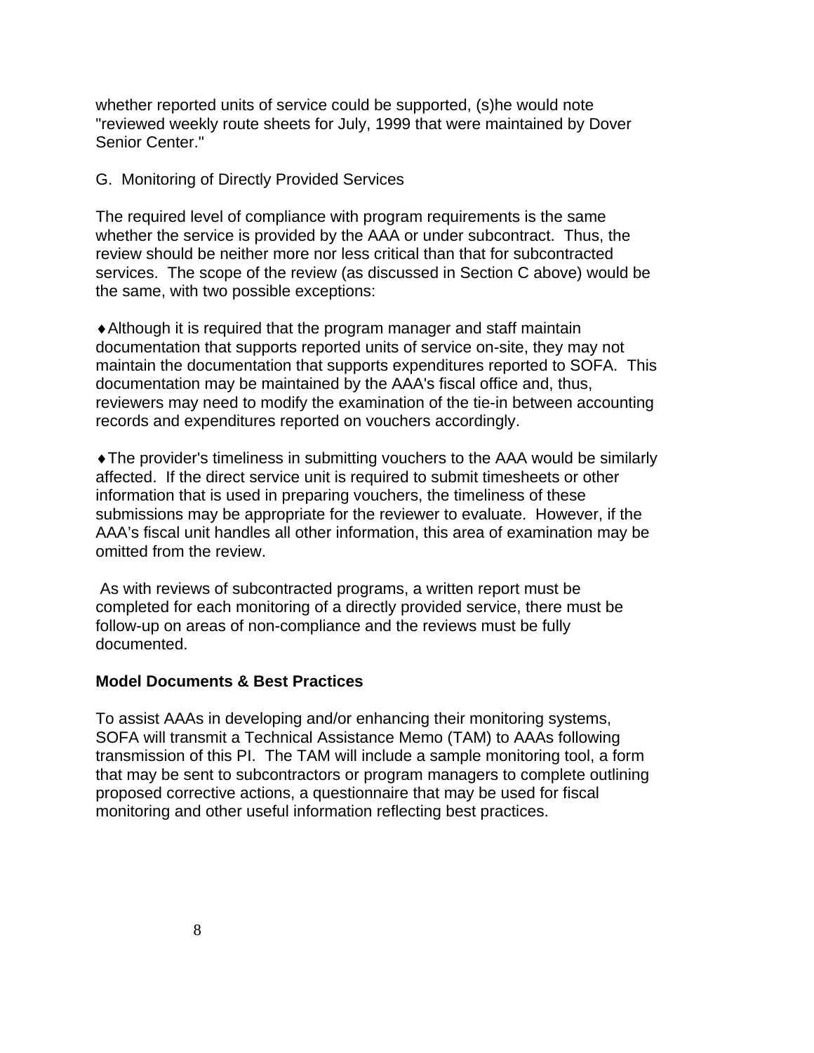whether reported units of service could be supported, (s)he would note "reviewed weekly route sheets for July, 1999 that were maintained by Dover Senior Center."

G. Monitoring of Directly Provided Services

The required level of compliance with program requirements is the same whether the service is provided by the AAA or under subcontract. Thus, the review should be neither more nor less critical than that for subcontracted services. The scope of the review (as discussed in Section C above) would be the same, with two possible exceptions:

- Although it is required that the program manager and staff maintain documentation that supports reported units of service on-site, they may not maintain the documentation that supports expenditures reported to SOFA. This documentation may be maintained by the AAA's fiscal office and, thus, reviewers may need to modify the examination of the tie-in between accounting records and expenditures reported on vouchers accordingly.

- The provider's timeliness in submitting vouchers to the AAA would be similarly affected. If the direct service unit is required to submit timesheets or other information that is used in preparing vouchers, the timeliness of these submissions may be appropriate for the reviewer to evaluate. However, if the AAA's fiscal unit handles all other information, this area of examination may be omitted from the review.

As with reviews of subcontracted programs, a written report must be completed for each monitoring of a directly provided service, there must be follow-up on areas of non-compliance and the reviews must be fully documented.

**Model Documents & Best Practices**

To assist AAAs in developing and/or enhancing their monitoring systems, SOFA will transmit a Technical Assistance Memo (TAM) to AAAs following transmission of this PI. The TAM will include a sample monitoring tool, a form that may be sent to subcontractors or program managers to complete outlining proposed corrective actions, a questionnaire that may be used for fiscal monitoring and other useful information reflecting best practices.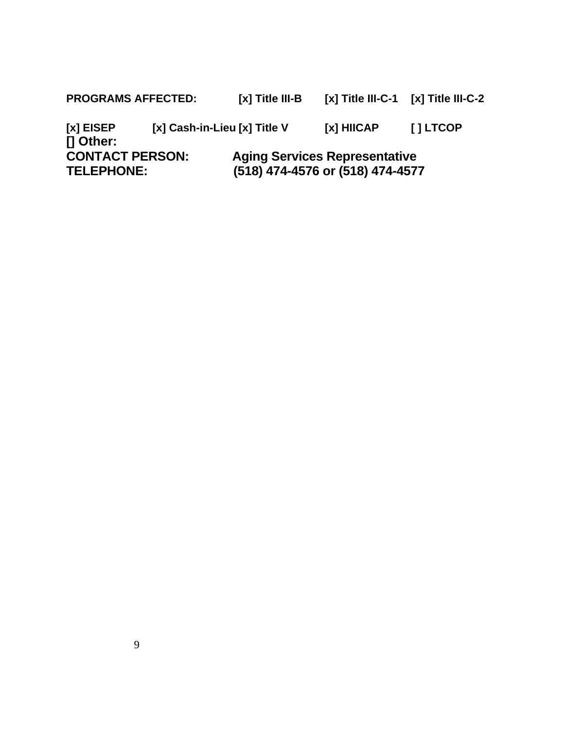**PROGRAMS AFFECTED:** [x] Title III-B [x] Title III-C-1 [x] Title III-C-2

[x] EISEP [x] Cash-in-Lieu [x] Title V [x] HIICAP [ ] LTCOP

[] Other:

**CONTACT PERSON:** Aging Services Representative

**TELEPHONE:** (518) 474-4576 or (518) 474-4577